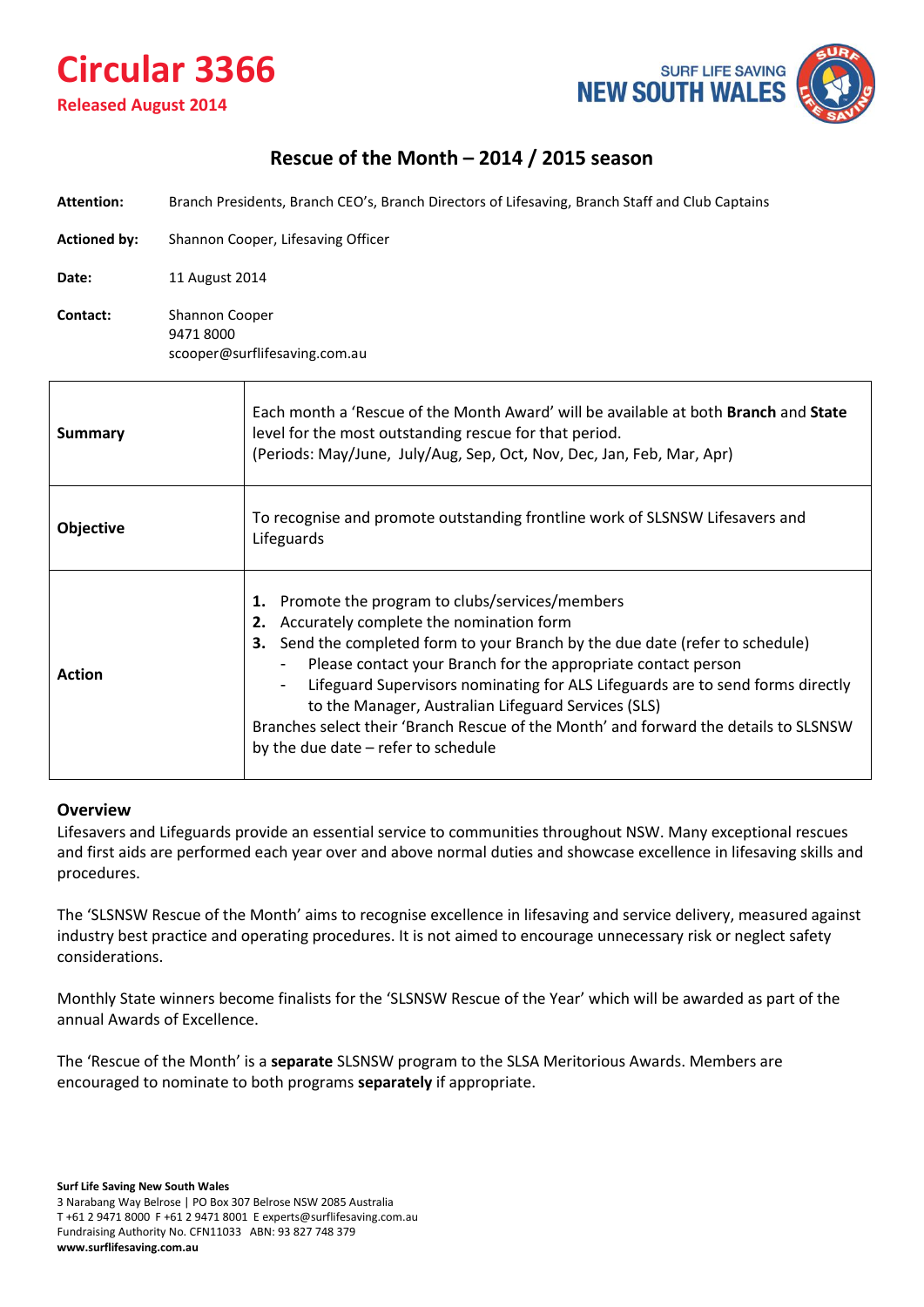# Circular 3366

**Released August 2014**

SURF LIFE SAVING NEW SOUTH WALES

## Rescue of the Month – 2014 / 2015 season

**Attention:** Branch Presidents, Branch CEO's, Branch Directors of Lifesaving, Branch Staff and Club Captains

**Actioned by:** Shannon Cooper, Lifesaving Officer

**Date:** 11 August 2014

**Contact:** Shannon Cooper
9471 8000
scooper@surflifesaving.com.au

| | |
|---|---|
| **Summary** | Each month a 'Rescue of the Month Award' will be available at both **Branch** and **State** level for the most outstanding rescue for that period.<br>(Periods: May/June, July/Aug, Sep, Oct, Nov, Dec, Jan, Feb, Mar, Apr) |
| **Objective** | To recognise and promote outstanding frontline work of SLSNSW Lifesavers and Lifeguards |
| **Action** | **1.** Promote the program to clubs/services/members<br>**2.** Accurately complete the nomination form<br>**3.** Send the completed form to your Branch by the due date (refer to schedule)<br>- Please contact your Branch for the appropriate contact person<br>- Lifeguard Supervisors nominating for ALS Lifeguards are to send forms directly to the Manager, Australian Lifeguard Services (SLS)<br>Branches select their 'Branch Rescue of the Month' and forward the details to SLSNSW by the due date – refer to schedule |

### Overview

Lifesavers and Lifeguards provide an essential service to communities throughout NSW. Many exceptional rescues and first aids are performed each year over and above normal duties and showcase excellence in lifesaving skills and procedures.

The 'SLSNSW Rescue of the Month' aims to recognise excellence in lifesaving and service delivery, measured against industry best practice and operating procedures. It is not aimed to encourage unnecessary risk or neglect safety considerations.

Monthly State winners become finalists for the 'SLSNSW Rescue of the Year' which will be awarded as part of the annual Awards of Excellence.

The 'Rescue of the Month' is a **separate** SLSNSW program to the SLSA Meritorious Awards. Members are encouraged to nominate to both programs **separately** if appropriate.

**Surf Life Saving New South Wales**
3 Narabang Way Belrose | PO Box 307 Belrose NSW 2085 Australia
T +61 2 9471 8000 F +61 2 9471 8001 E experts@surflifesaving.com.au
Fundraising Authority No. CFN11033 ABN: 93 827 748 379
**www.surflifesaving.com.au**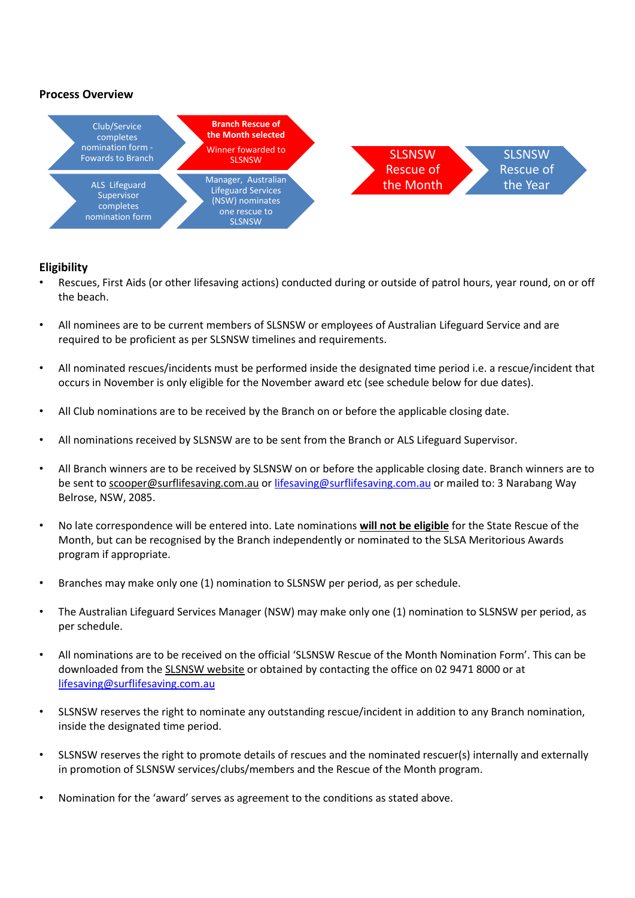**Process Overview**

- Club/Service completes nomination form - Fowards to Branch
- **Branch Rescue of the Month selected** — Winner fowarded to SLSNSW
- ALS Lifeguard Supervisor completes nomination form
- Manager, Australian Lifeguard Services (NSW) nominates one rescue to SLSNSW
- SLSNSW Rescue of the Month
- SLSNSW Rescue of the Year

**Eligibility**

- Rescues, First Aids (or other lifesaving actions) conducted during or outside of patrol hours, year round, on or off the beach.
- All nominees are to be current members of SLSNSW or employees of Australian Lifeguard Service and are required to be proficient as per SLSNSW timelines and requirements.
- All nominated rescues/incidents must be performed inside the designated time period i.e. a rescue/incident that occurs in November is only eligible for the November award etc (see schedule below for due dates).
- All Club nominations are to be received by the Branch on or before the applicable closing date.
- All nominations received by SLSNSW are to be sent from the Branch or ALS Lifeguard Supervisor.
- All Branch winners are to be received by SLSNSW on or before the applicable closing date. Branch winners are to be sent to scooper@surflifesaving.com.au or lifesaving@surflifesaving.com.au or mailed to: 3 Narabang Way Belrose, NSW, 2085.
- No late correspondence will be entered into. Late nominations **will not be eligible** for the State Rescue of the Month, but can be recognised by the Branch independently or nominated to the SLSA Meritorious Awards program if appropriate.
- Branches may make only one (1) nomination to SLSNSW per period, as per schedule.
- The Australian Lifeguard Services Manager (NSW) may make only one (1) nomination to SLSNSW per period, as per schedule.
- All nominations are to be received on the official 'SLSNSW Rescue of the Month Nomination Form'. This can be downloaded from the SLSNSW website or obtained by contacting the office on 02 9471 8000 or at lifesaving@surflifesaving.com.au
- SLSNSW reserves the right to nominate any outstanding rescue/incident in addition to any Branch nomination, inside the designated time period.
- SLSNSW reserves the right to promote details of rescues and the nominated rescuer(s) internally and externally in promotion of SLSNSW services/clubs/members and the Rescue of the Month program.
- Nomination for the 'award' serves as agreement to the conditions as stated above.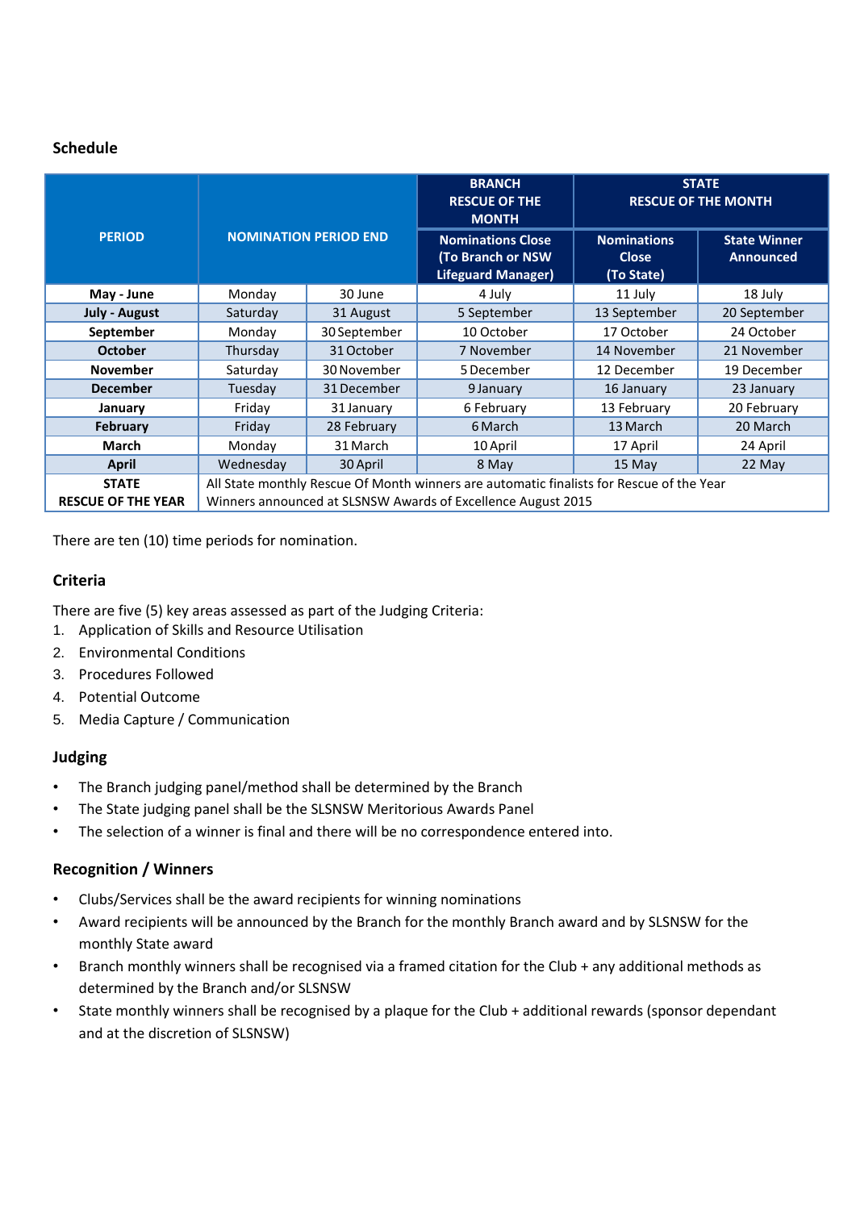## Schedule

| PERIOD | NOMINATION PERIOD END | | BRANCH RESCUE OF THE MONTH | STATE RESCUE OF THE MONTH | |
|---|---|---|---|---|---|
| | | | Nominations Close (To Branch or NSW Lifeguard Manager) | Nominations Close (To State) | State Winner Announced |
| **May - June** | Monday | 30 June | 4 July | 11 July | 18 July |
| **July - August** | Saturday | 31 August | 5 September | 13 September | 20 September |
| **September** | Monday | 30 September | 10 October | 17 October | 24 October |
| **October** | Thursday | 31 October | 7 November | 14 November | 21 November |
| **November** | Saturday | 30 November | 5 December | 12 December | 19 December |
| **December** | Tuesday | 31 December | 9 January | 16 January | 23 January |
| **January** | Friday | 31 January | 6 February | 13 February | 20 February |
| **February** | Friday | 28 February | 6 March | 13 March | 20 March |
| **March** | Monday | 31 March | 10 April | 17 April | 24 April |
| **April** | Wednesday | 30 April | 8 May | 15 May | 22 May |
| **STATE RESCUE OF THE YEAR** | All State monthly Rescue Of Month winners are automatic finalists for Rescue of the Year<br>Winners announced at SLSNSW Awards of Excellence August 2015 | | | | |

There are ten (10) time periods for nomination.

## Criteria

There are five (5) key areas assessed as part of the Judging Criteria:

1. Application of Skills and Resource Utilisation
2. Environmental Conditions
3. Procedures Followed
4. Potential Outcome
5. Media Capture / Communication

## Judging

- The Branch judging panel/method shall be determined by the Branch
- The State judging panel shall be the SLSNSW Meritorious Awards Panel
- The selection of a winner is final and there will be no correspondence entered into.

## Recognition / Winners

- Clubs/Services shall be the award recipients for winning nominations
- Award recipients will be announced by the Branch for the monthly Branch award and by SLSNSW for the monthly State award
- Branch monthly winners shall be recognised via a framed citation for the Club + any additional methods as determined by the Branch and/or SLSNSW
- State monthly winners shall be recognised by a plaque for the Club + additional rewards (sponsor dependant and at the discretion of SLSNSW)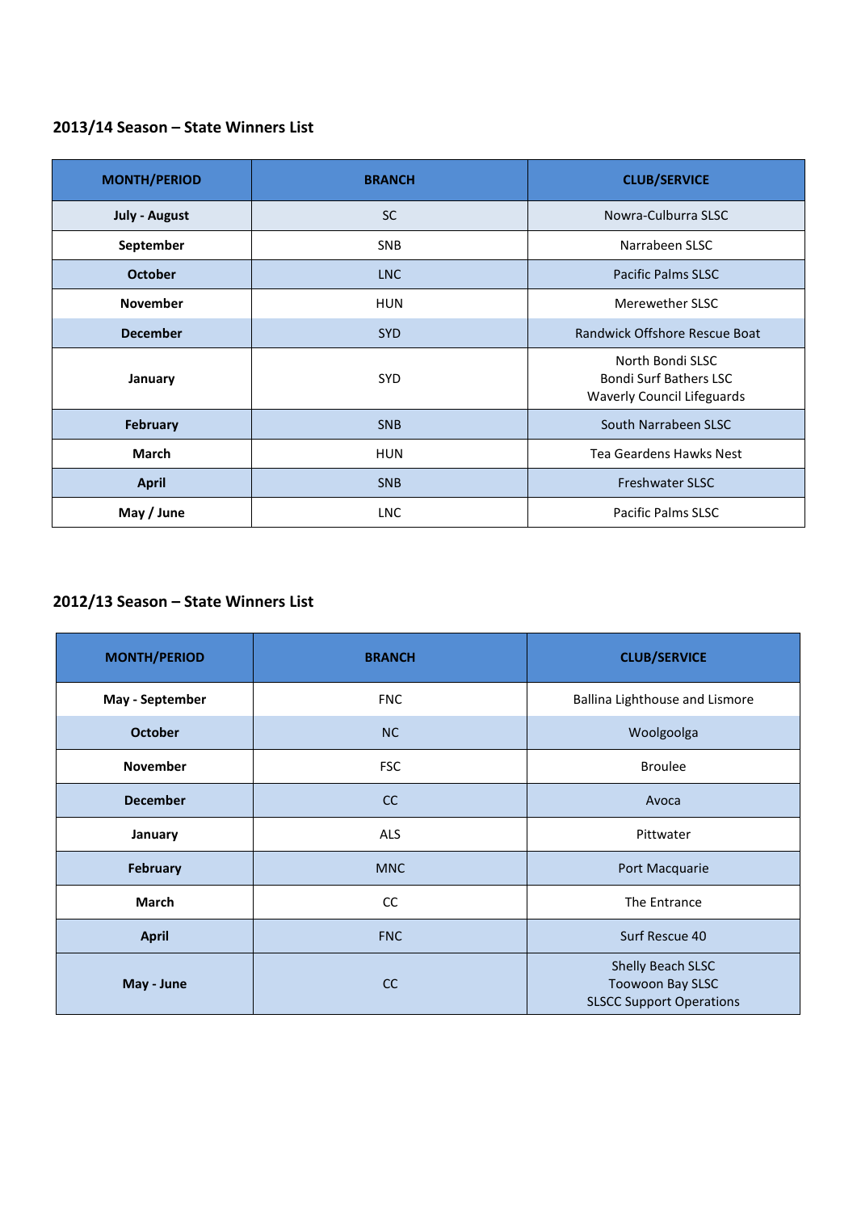### 2013/14 Season – State Winners List

| MONTH/PERIOD | BRANCH | CLUB/SERVICE |
|---|---|---|
| **July - August** | SC | Nowra-Culburra SLSC |
| **September** | SNB | Narrabeen SLSC |
| **October** | LNC | Pacific Palms SLSC |
| **November** | HUN | Merewether SLSC |
| **December** | SYD | Randwick Offshore Rescue Boat |
| **January** | SYD | North Bondi SLSC<br>Bondi Surf Bathers LSC<br>Waverly Council Lifeguards |
| **February** | SNB | South Narrabeen SLSC |
| **March** | HUN | Tea Geardens Hawks Nest |
| **April** | SNB | Freshwater SLSC |
| **May / June** | LNC | Pacific Palms SLSC |

### 2012/13 Season – State Winners List

| MONTH/PERIOD | BRANCH | CLUB/SERVICE |
|---|---|---|
| **May - September** | FNC | Ballina Lighthouse and Lismore |
| **October** | NC | Woolgoolga |
| **November** | FSC | Broulee |
| **December** | CC | Avoca |
| **January** | ALS | Pittwater |
| **February** | MNC | Port Macquarie |
| **March** | CC | The Entrance |
| **April** | FNC | Surf Rescue 40 |
| **May - June** | CC | Shelly Beach SLSC<br>Toowoon Bay SLSC<br>SLSCC Support Operations |